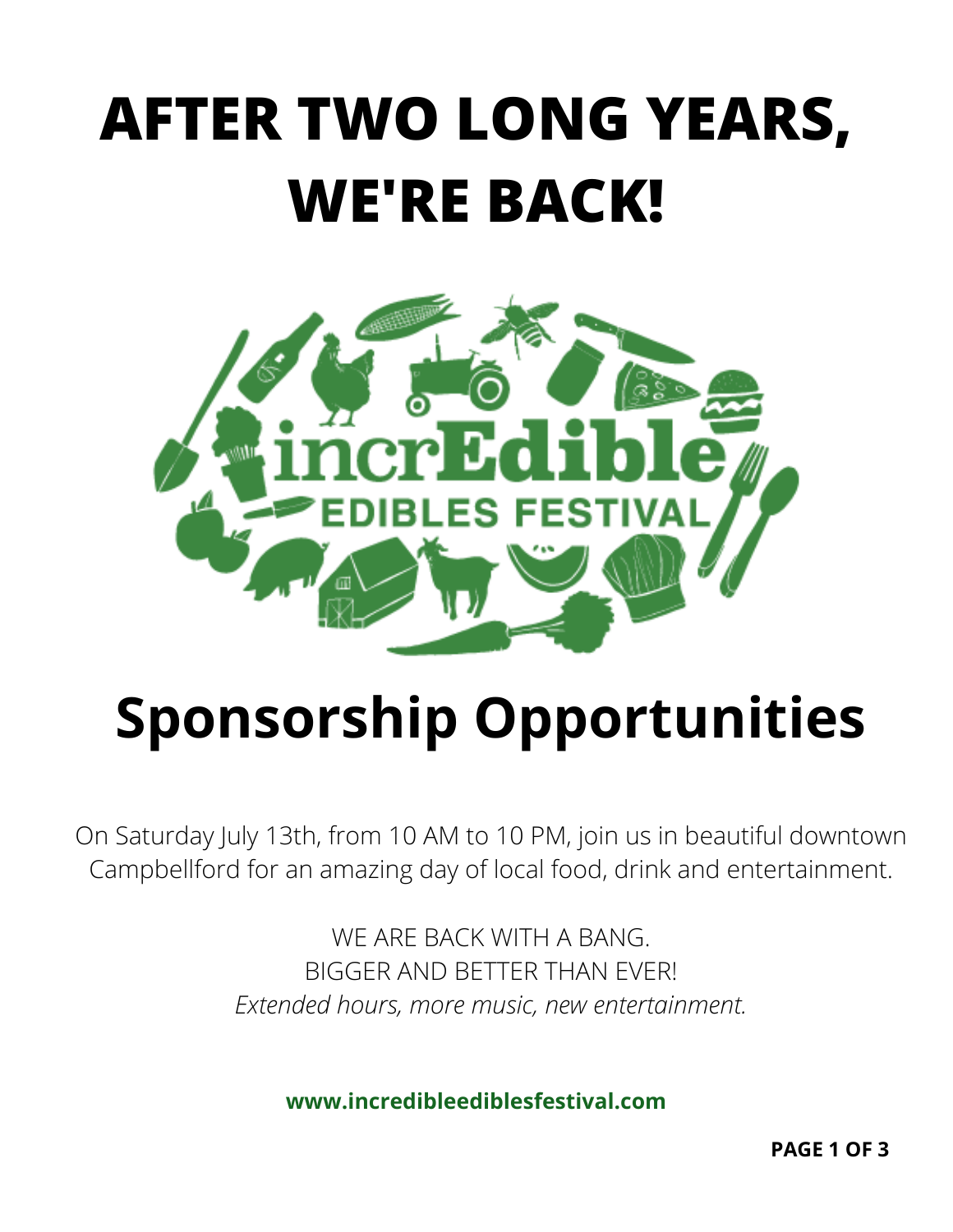# AFTER TWO LONG YEARS, WE'RE BACK!

incrEdible
EDIBLES FESTIVAL

# Sponsorship Opportunities

On Saturday July 13th, from 10 AM to 10 PM, join us in beautiful downtown Campbellford for an amazing day of local food, drink and entertainment.

WE ARE BACK WITH A BANG.
BIGGER AND BETTER THAN EVER!
*Extended hours, more music, new entertainment.*

**www.incredibleediblesfestival.com**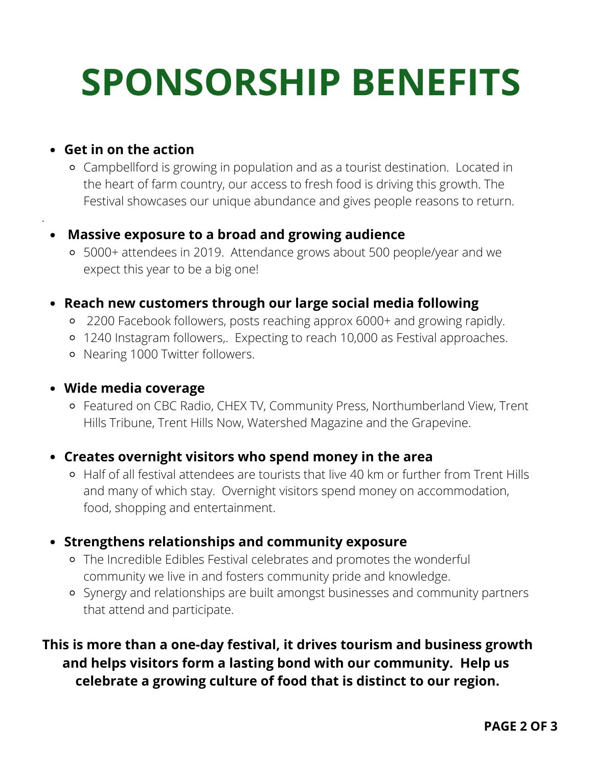# SPONSORSHIP BENEFITS

- **Get in on the action**
  - Campbellford is growing in population and as a tourist destination. Located in the heart of farm country, our access to fresh food is driving this growth. The Festival showcases our unique abundance and gives people reasons to return.

- **Massive exposure to a broad and growing audience**
  - 5000+ attendees in 2019. Attendance grows about 500 people/year and we expect this year to be a big one!

- **Reach new customers through our large social media following**
  - 2200 Facebook followers, posts reaching approx 6000+ and growing rapidly.
  - 1240 Instagram followers,. Expecting to reach 10,000 as Festival approaches.
  - Nearing 1000 Twitter followers.

- **Wide media coverage**
  - Featured on CBC Radio, CHEX TV, Community Press, Northumberland View, Trent Hills Tribune, Trent Hills Now, Watershed Magazine and the Grapevine.

- **Creates overnight visitors who spend money in the area**
  - Half of all festival attendees are tourists that live 40 km or further from Trent Hills and many of which stay. Overnight visitors spend money on accommodation, food, shopping and entertainment.

- **Strengthens relationships and community exposure**
  - The Incredible Edibles Festival celebrates and promotes the wonderful community we live in and fosters community pride and knowledge.
  - Synergy and relationships are built amongst businesses and community partners that attend and participate.

**This is more than a one-day festival, it drives tourism and business growth and helps visitors form a lasting bond with our community. Help us celebrate a growing culture of food that is distinct to our region.**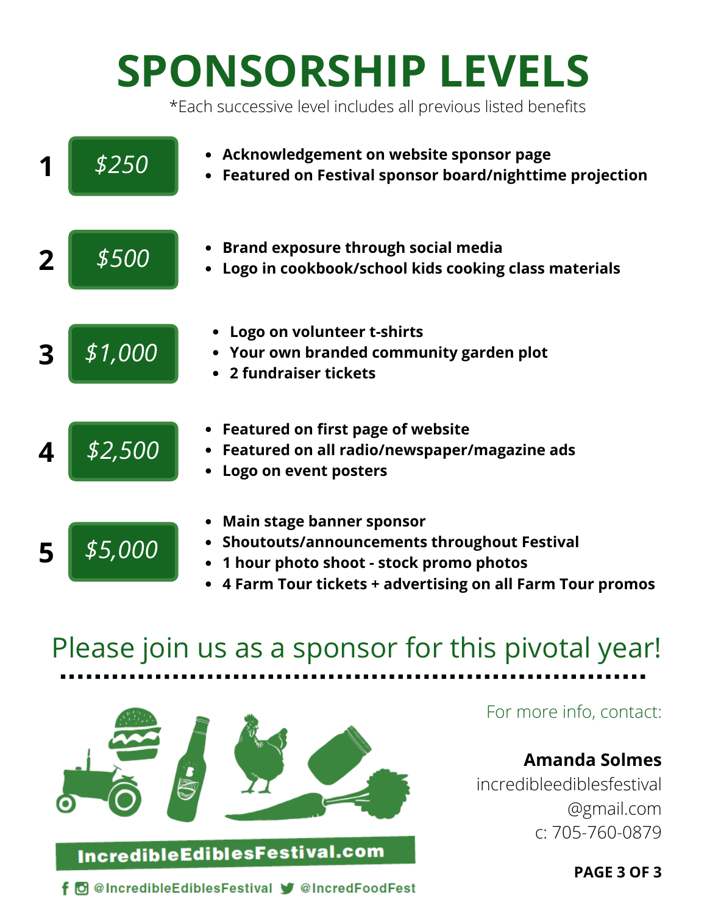# SPONSORSHIP LEVELS

*Each successive level includes all previous listed benefits

**1** — *$250*

- **Acknowledgement on website sponsor page**
- **Featured on Festival sponsor board/nighttime projection**

**2** — *$500*

- **Brand exposure through social media**
- **Logo in cookbook/school kids cooking class materials**

**3** — *$1,000*

- **Logo on volunteer t-shirts**
- **Your own branded community garden plot**
- **2 fundraiser tickets**

**4** — *$2,500*

- **Featured on first page of website**
- **Featured on all radio/newspaper/magazine ads**
- **Logo on event posters**

**5** — *$5,000*

- **Main stage banner sponsor**
- **Shoutouts/announcements throughout Festival**
- **1 hour photo shoot - stock promo photos**
- **4 Farm Tour tickets + advertising on all Farm Tour promos**

## Please join us as a sponsor for this pivotal year!

**IncredibleEdiblesFestival.com**

@IncredibleEdiblesFestival @IncredFoodFest

For more info, contact:

**Amanda Solmes**
incredibleediblesfestival@gmail.com
c: 705-760-0879